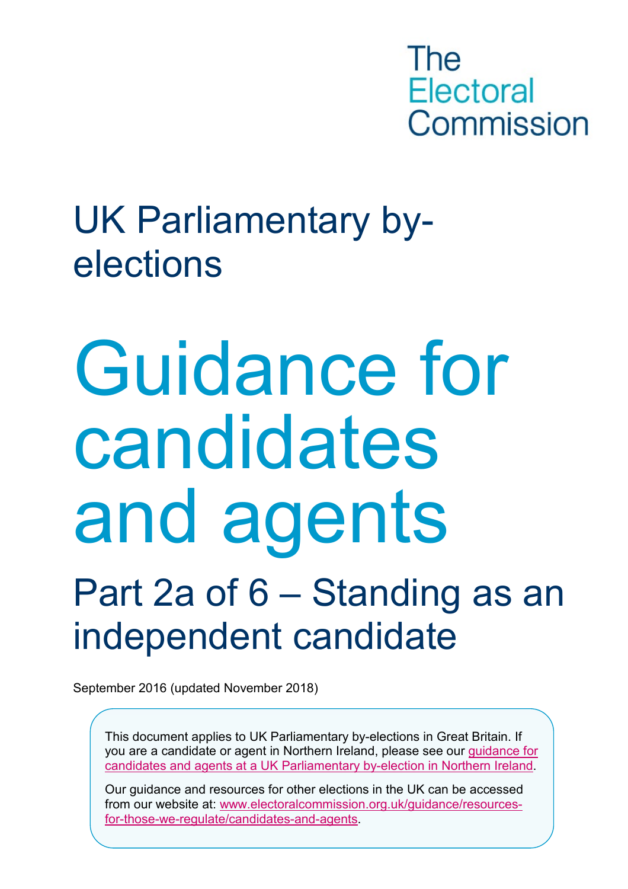The Electoral Commission

# UK Parliamentary by-elections

# Guidance for candidates and agents

## Part 2a of 6 – Standing as an independent candidate

September 2016 (updated November 2018)

This document applies to UK Parliamentary by-elections in Great Britain. If you are a candidate or agent in Northern Ireland, please see our guidance for candidates and agents at a UK Parliamentary by-election in Northern Ireland.

Our guidance and resources for other elections in the UK can be accessed from our website at: www.electoralcommission.org.uk/guidance/resources-for-those-we-regulate/candidates-and-agents.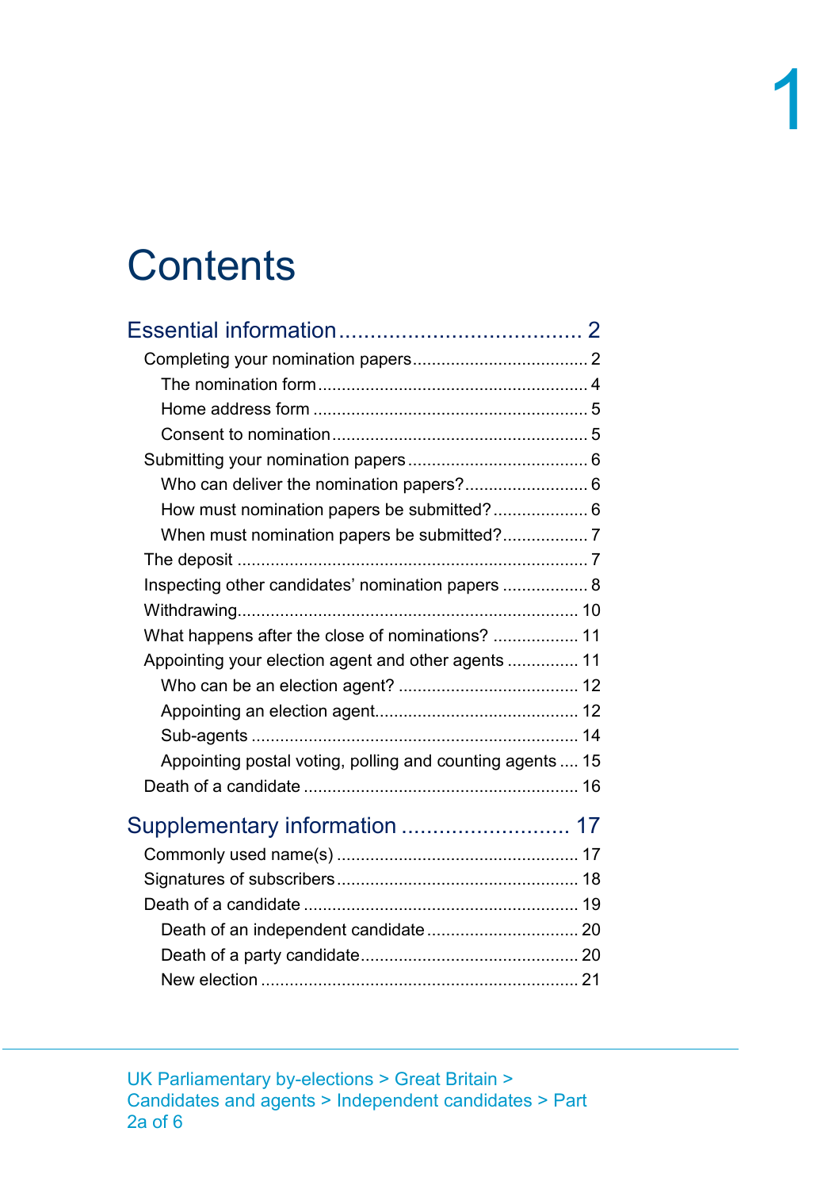# Contents

Essential information .......................................... 2

- Completing your nomination papers .................................... 2
  - The nomination form ........................................ 4
  - Home address form ........................................ 5
  - Consent to nomination ........................................ 5
- Submitting your nomination papers .................................... 6
  - Who can deliver the nomination papers? .......................... 6
  - How must nomination papers be submitted? .................... 6
  - When must nomination papers be submitted? .................. 7
- The deposit ........................................ 7
- Inspecting other candidates' nomination papers .................. 8
- Withdrawing ........................................ 10
- What happens after the close of nominations? .................. 11
- Appointing your election agent and other agents ............... 11
  - Who can be an election agent? ...................................... 12
  - Appointing an election agent ........................................ 12
  - Sub-agents ........................................ 14
  - Appointing postal voting, polling and counting agents .... 15
- Death of a candidate ........................................ 16

Supplementary information ........................... 17

- Commonly used name(s) ........................................ 17
- Signatures of subscribers ........................................ 18
- Death of a candidate ........................................ 19
  - Death of an independent candidate ................................ 20
  - Death of a party candidate ........................................ 20
  - New election ........................................ 21

UK Parliamentary by-elections > Great Britain > Candidates and agents > Independent candidates > Part 2a of 6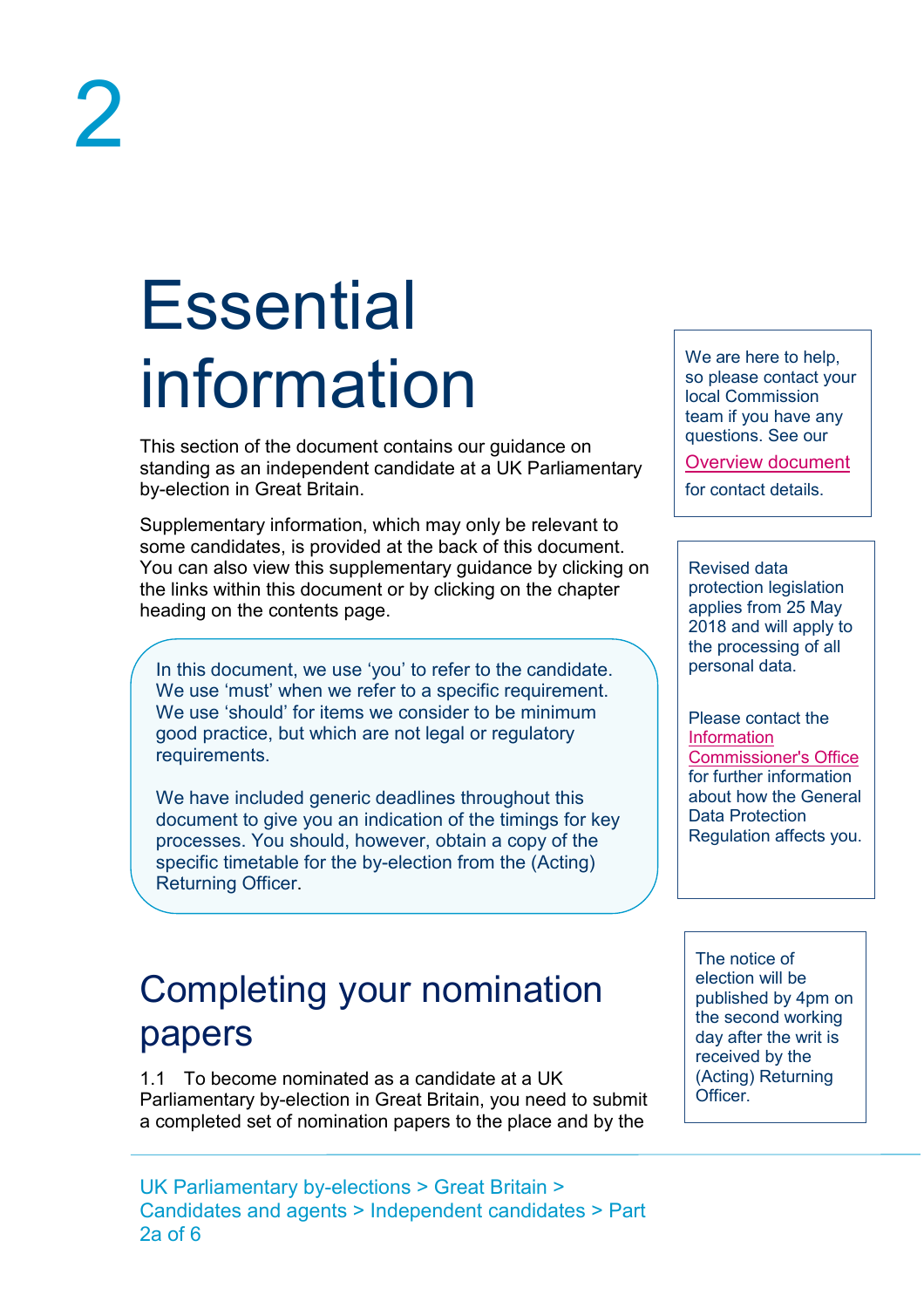2

# Essential information

This section of the document contains our guidance on standing as an independent candidate at a UK Parliamentary by-election in Great Britain.

Supplementary information, which may only be relevant to some candidates, is provided at the back of this document. You can also view this supplementary guidance by clicking on the links within this document or by clicking on the chapter heading on the contents page.

In this document, we use 'you' to refer to the candidate. We use 'must' when we refer to a specific requirement. We use 'should' for items we consider to be minimum good practice, but which are not legal or regulatory requirements.

We have included generic deadlines throughout this document to give you an indication of the timings for key processes. You should, however, obtain a copy of the specific timetable for the by-election from the (Acting) Returning Officer.

We are here to help, so please contact your local Commission team if you have any questions. See our Overview document for contact details.

Revised data protection legislation applies from 25 May 2018 and will apply to the processing of all personal data.

Please contact the Information Commissioner's Office for further information about how the General Data Protection Regulation affects you.

## Completing your nomination papers

The notice of election will be published by 4pm on the second working day after the writ is received by the (Acting) Returning Officer.

1.1 To become nominated as a candidate at a UK Parliamentary by-election in Great Britain, you need to submit a completed set of nomination papers to the place and by the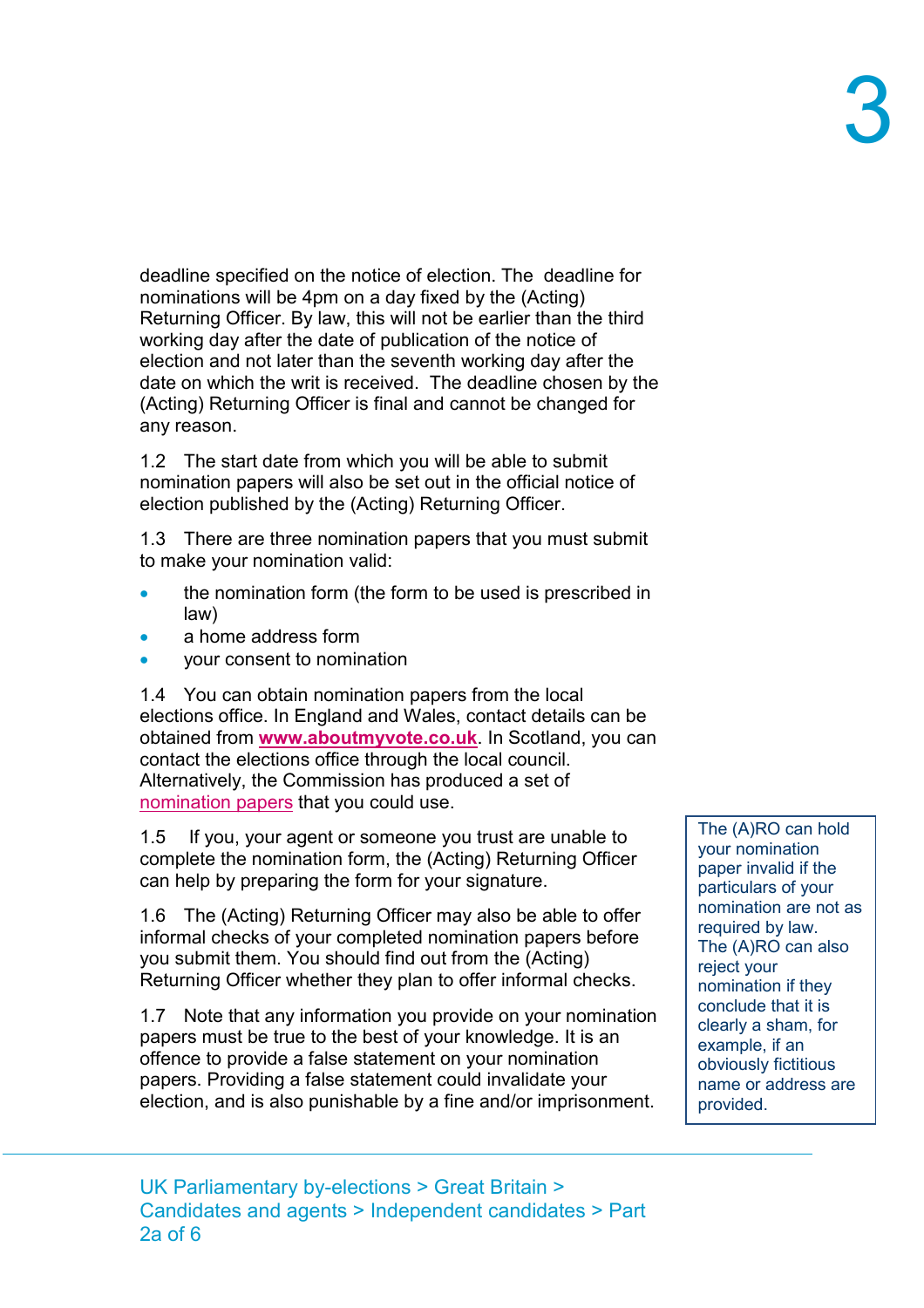deadline specified on the notice of election. The deadline for nominations will be 4pm on a day fixed by the (Acting) Returning Officer. By law, this will not be earlier than the third working day after the date of publication of the notice of election and not later than the seventh working day after the date on which the writ is received. The deadline chosen by the (Acting) Returning Officer is final and cannot be changed for any reason.

1.2 The start date from which you will be able to submit nomination papers will also be set out in the official notice of election published by the (Acting) Returning Officer.

1.3 There are three nomination papers that you must submit to make your nomination valid:

- the nomination form (the form to be used is prescribed in law)
- a home address form
- your consent to nomination

1.4 You can obtain nomination papers from the local elections office. In England and Wales, contact details can be obtained from **www.aboutmyvote.co.uk**. In Scotland, you can contact the elections office through the local council. Alternatively, the Commission has produced a set of nomination papers that you could use.

1.5 If you, your agent or someone you trust are unable to complete the nomination form, the (Acting) Returning Officer can help by preparing the form for your signature.

1.6 The (Acting) Returning Officer may also be able to offer informal checks of your completed nomination papers before you submit them. You should find out from the (Acting) Returning Officer whether they plan to offer informal checks.

1.7 Note that any information you provide on your nomination papers must be true to the best of your knowledge. It is an offence to provide a false statement on your nomination papers. Providing a false statement could invalidate your election, and is also punishable by a fine and/or imprisonment.

The (A)RO can hold your nomination paper invalid if the particulars of your nomination are not as required by law. The (A)RO can also reject your nomination if they conclude that it is clearly a sham, for example, if an obviously fictitious name or address are provided.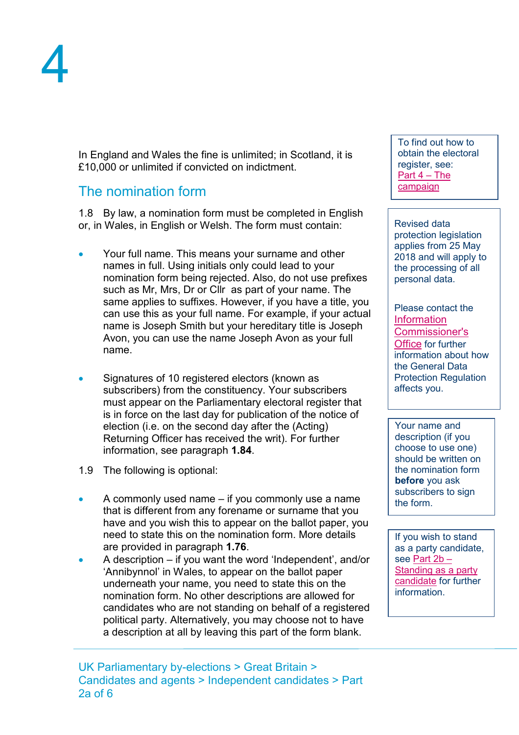In England and Wales the fine is unlimited; in Scotland, it is £10,000 or unlimited if convicted on indictment.

## The nomination form

1.8 By law, a nomination form must be completed in English or, in Wales, in English or Welsh. The form must contain:

- Your full name. This means your surname and other names in full. Using initials only could lead to your nomination form being rejected. Also, do not use prefixes such as Mr, Mrs, Dr or Cllr as part of your name. The same applies to suffixes. However, if you have a title, you can use this as your full name. For example, if your actual name is Joseph Smith but your hereditary title is Joseph Avon, you can use the name Joseph Avon as your full name.

- Signatures of 10 registered electors (known as subscribers) from the constituency. Your subscribers must appear on the Parliamentary electoral register that is in force on the last day for publication of the notice of election (i.e. on the second day after the (Acting) Returning Officer has received the writ). For further information, see paragraph **1.84**.

1.9 The following is optional:

- A commonly used name – if you commonly use a name that is different from any forename or surname that you have and you wish this to appear on the ballot paper, you need to state this on the nomination form. More details are provided in paragraph **1.76**.
- A description – if you want the word 'Independent', and/or 'Annibynnol' in Wales, to appear on the ballot paper underneath your name, you need to state this on the nomination form. No other descriptions are allowed for candidates who are not standing on behalf of a registered political party. Alternatively, you may choose not to have a description at all by leaving this part of the form blank.

To find out how to obtain the electoral register, see: Part 4 – The campaign

Revised data protection legislation applies from 25 May 2018 and will apply to the processing of all personal data.

Please contact the Information Commissioner's Office for further information about how the General Data Protection Regulation affects you.

Your name and description (if you choose to use one) should be written on the nomination form **before** you ask subscribers to sign the form.

If you wish to stand as a party candidate, see Part 2b – Standing as a party candidate for further information.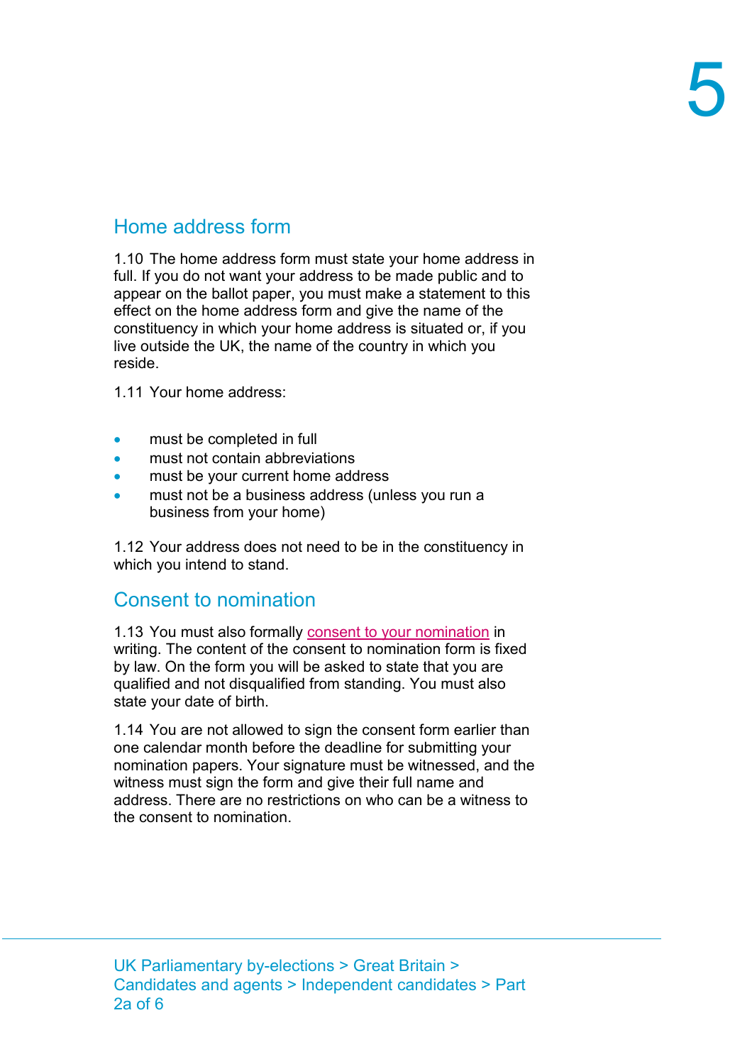## Home address form

1.10 The home address form must state your home address in full. If you do not want your address to be made public and to appear on the ballot paper, you must make a statement to this effect on the home address form and give the name of the constituency in which your home address is situated or, if you live outside the UK, the name of the country in which you reside.

1.11 Your home address:

- must be completed in full
- must not contain abbreviations
- must be your current home address
- must not be a business address (unless you run a business from your home)

1.12 Your address does not need to be in the constituency in which you intend to stand.

## Consent to nomination

1.13 You must also formally consent to your nomination in writing. The content of the consent to nomination form is fixed by law. On the form you will be asked to state that you are qualified and not disqualified from standing. You must also state your date of birth.

1.14 You are not allowed to sign the consent form earlier than one calendar month before the deadline for submitting your nomination papers. Your signature must be witnessed, and the witness must sign the form and give their full name and address. There are no restrictions on who can be a witness to the consent to nomination.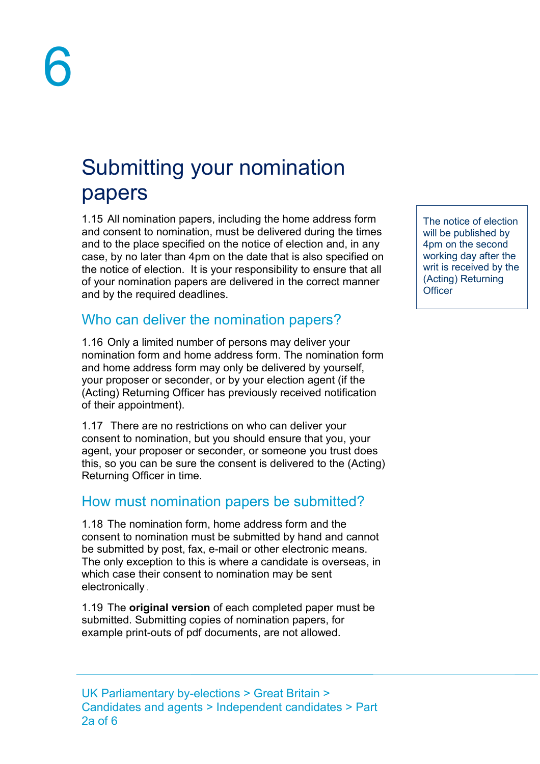# 6

## Submitting your nomination papers

1.15 All nomination papers, including the home address form and consent to nomination, must be delivered during the times and to the place specified on the notice of election and, in any case, by no later than 4pm on the date that is also specified on the notice of election. It is your responsibility to ensure that all of your nomination papers are delivered in the correct manner and by the required deadlines.

> The notice of election will be published by 4pm on the second working day after the writ is received by the (Acting) Returning Officer

### Who can deliver the nomination papers?

1.16 Only a limited number of persons may deliver your nomination form and home address form. The nomination form and home address form may only be delivered by yourself, your proposer or seconder, or by your election agent (if the (Acting) Returning Officer has previously received notification of their appointment).

1.17 There are no restrictions on who can deliver your consent to nomination, but you should ensure that you, your agent, your proposer or seconder, or someone you trust does this, so you can be sure the consent is delivered to the (Acting) Returning Officer in time.

### How must nomination papers be submitted?

1.18 The nomination form, home address form and the consent to nomination must be submitted by hand and cannot be submitted by post, fax, e-mail or other electronic means. The only exception to this is where a candidate is overseas, in which case their consent to nomination may be sent electronically.

1.19 The **original version** of each completed paper must be submitted. Submitting copies of nomination papers, for example print-outs of pdf documents, are not allowed.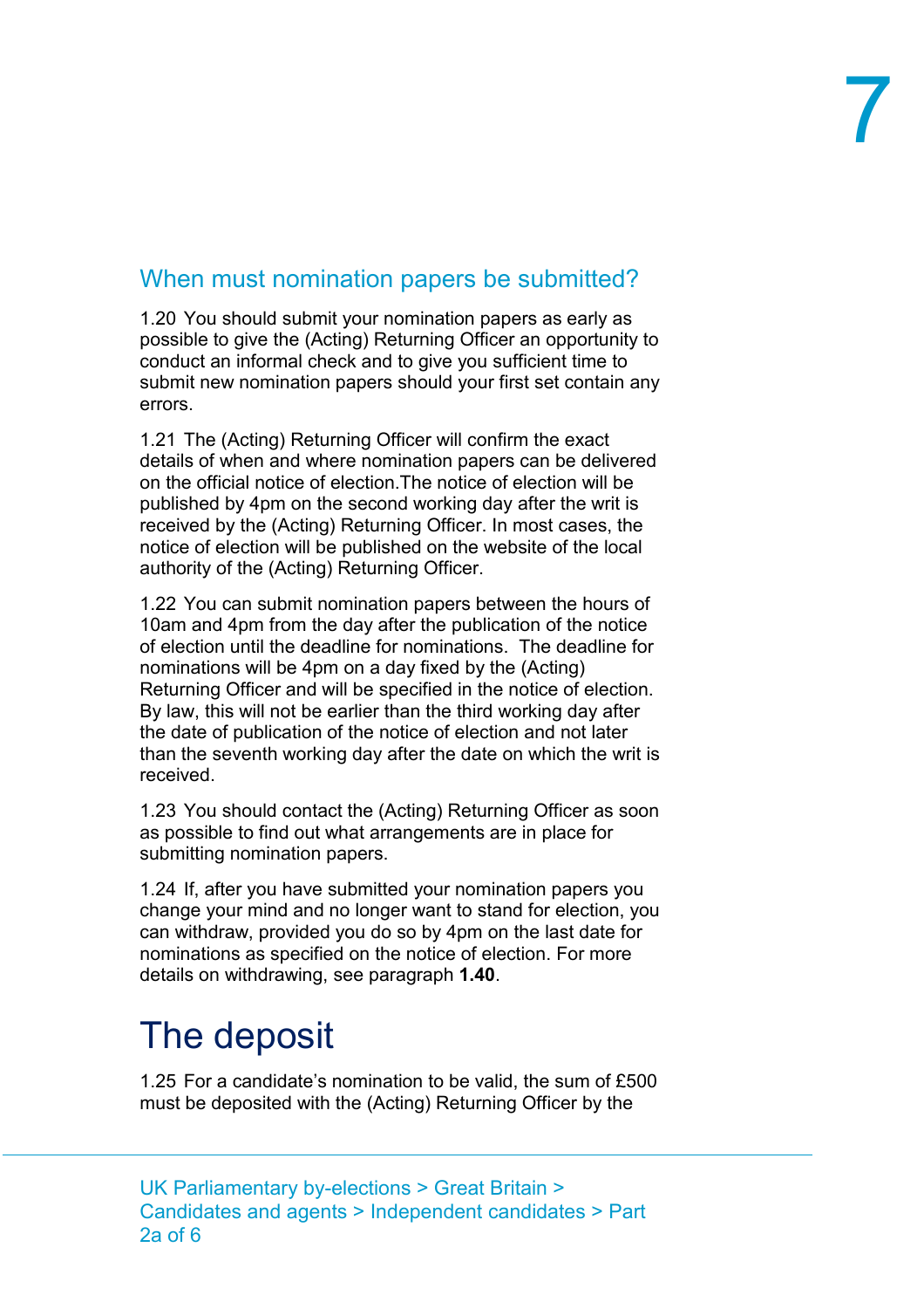## When must nomination papers be submitted?

1.20 You should submit your nomination papers as early as possible to give the (Acting) Returning Officer an opportunity to conduct an informal check and to give you sufficient time to submit new nomination papers should your first set contain any errors.

1.21 The (Acting) Returning Officer will confirm the exact details of when and where nomination papers can be delivered on the official notice of election.The notice of election will be published by 4pm on the second working day after the writ is received by the (Acting) Returning Officer. In most cases, the notice of election will be published on the website of the local authority of the (Acting) Returning Officer.

1.22 You can submit nomination papers between the hours of 10am and 4pm from the day after the publication of the notice of election until the deadline for nominations. The deadline for nominations will be 4pm on a day fixed by the (Acting) Returning Officer and will be specified in the notice of election. By law, this will not be earlier than the third working day after the date of publication of the notice of election and not later than the seventh working day after the date on which the writ is received.

1.23 You should contact the (Acting) Returning Officer as soon as possible to find out what arrangements are in place for submitting nomination papers.

1.24 If, after you have submitted your nomination papers you change your mind and no longer want to stand for election, you can withdraw, provided you do so by 4pm on the last date for nominations as specified on the notice of election. For more details on withdrawing, see paragraph **1.40**.

# The deposit

1.25 For a candidate's nomination to be valid, the sum of £500 must be deposited with the (Acting) Returning Officer by the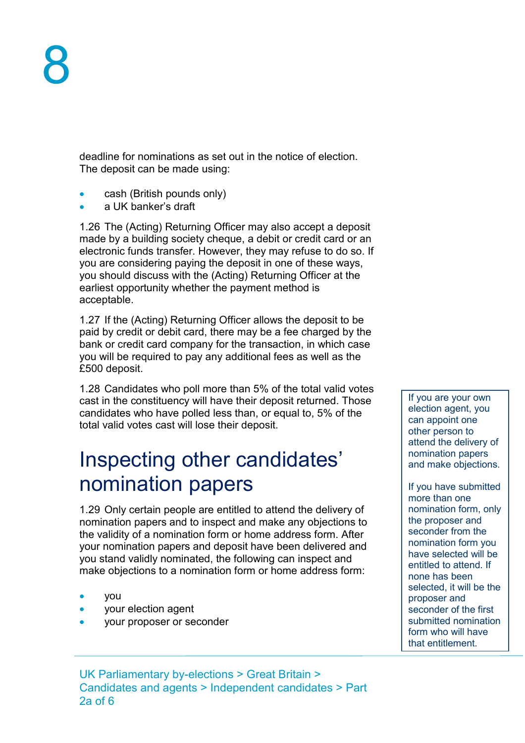deadline for nominations as set out in the notice of election. The deposit can be made using:

- cash (British pounds only)
- a UK banker's draft

1.26 The (Acting) Returning Officer may also accept a deposit made by a building society cheque, a debit or credit card or an electronic funds transfer. However, they may refuse to do so. If you are considering paying the deposit in one of these ways, you should discuss with the (Acting) Returning Officer at the earliest opportunity whether the payment method is acceptable.

1.27 If the (Acting) Returning Officer allows the deposit to be paid by credit or debit card, there may be a fee charged by the bank or credit card company for the transaction, in which case you will be required to pay any additional fees as well as the £500 deposit.

1.28 Candidates who poll more than 5% of the total valid votes cast in the constituency will have their deposit returned. Those candidates who have polled less than, or equal to, 5% of the total valid votes cast will lose their deposit.

## Inspecting other candidates' nomination papers

1.29 Only certain people are entitled to attend the delivery of nomination papers and to inspect and make any objections to the validity of a nomination form or home address form. After your nomination papers and deposit have been delivered and you stand validly nominated, the following can inspect and make objections to a nomination form or home address form:

- you
- your election agent
- your proposer or seconder

> If you are your own election agent, you can appoint one other person to attend the delivery of nomination papers and make objections.
>
> If you have submitted more than one nomination form, only the proposer and seconder from the nomination form you have selected will be entitled to attend. If none has been selected, it will be the proposer and seconder of the first submitted nomination form who will have that entitlement.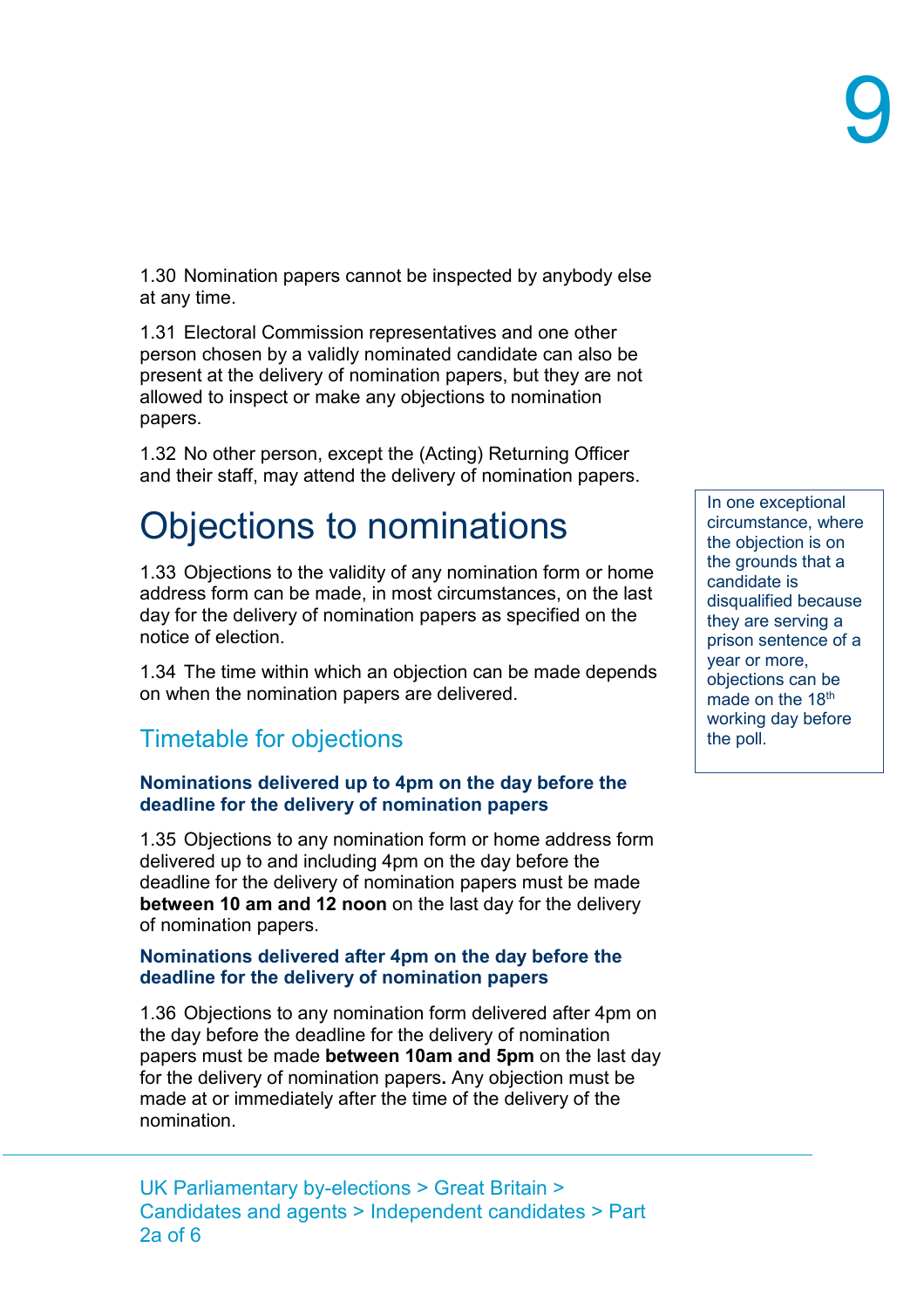1.30 Nomination papers cannot be inspected by anybody else at any time.

1.31 Electoral Commission representatives and one other person chosen by a validly nominated candidate can also be present at the delivery of nomination papers, but they are not allowed to inspect or make any objections to nomination papers.

1.32 No other person, except the (Acting) Returning Officer and their staff, may attend the delivery of nomination papers.

# Objections to nominations

In one exceptional circumstance, where the objection is on the grounds that a candidate is disqualified because they are serving a prison sentence of a year or more, objections can be made on the 18th working day before the poll.

1.33 Objections to the validity of any nomination form or home address form can be made, in most circumstances, on the last day for the delivery of nomination papers as specified on the notice of election.

1.34 The time within which an objection can be made depends on when the nomination papers are delivered.

## Timetable for objections

### Nominations delivered up to 4pm on the day before the deadline for the delivery of nomination papers

1.35 Objections to any nomination form or home address form delivered up to and including 4pm on the day before the deadline for the delivery of nomination papers must be made **between 10 am and 12 noon** on the last day for the delivery of nomination papers.

### Nominations delivered after 4pm on the day before the deadline for the delivery of nomination papers

1.36 Objections to any nomination form delivered after 4pm on the day before the deadline for the delivery of nomination papers must be made **between 10am and 5pm** on the last day for the delivery of nomination papers**.** Any objection must be made at or immediately after the time of the delivery of the nomination.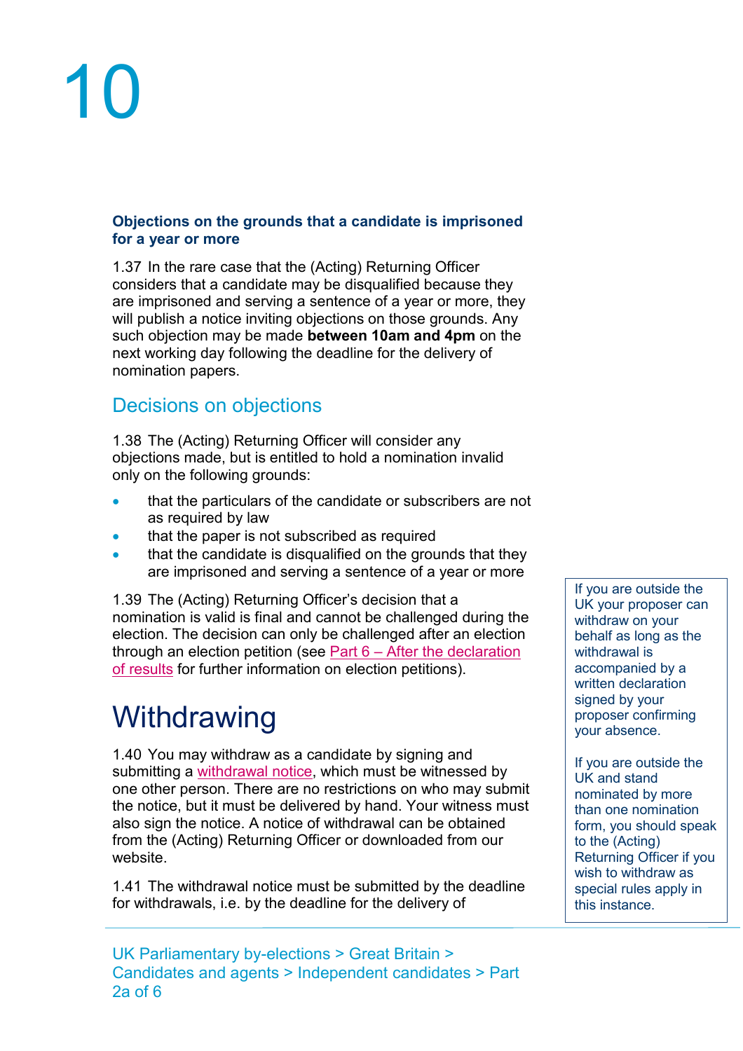#### Objections on the grounds that a candidate is imprisoned for a year or more

1.37 In the rare case that the (Acting) Returning Officer considers that a candidate may be disqualified because they are imprisoned and serving a sentence of a year or more, they will publish a notice inviting objections on those grounds. Any such objection may be made **between 10am and 4pm** on the next working day following the deadline for the delivery of nomination papers.

### Decisions on objections

1.38 The (Acting) Returning Officer will consider any objections made, but is entitled to hold a nomination invalid only on the following grounds:

- that the particulars of the candidate or subscribers are not as required by law
- that the paper is not subscribed as required
- that the candidate is disqualified on the grounds that they are imprisoned and serving a sentence of a year or more

1.39 The (Acting) Returning Officer's decision that a nomination is valid is final and cannot be challenged during the election. The decision can only be challenged after an election through an election petition (see Part 6 – After the declaration of results for further information on election petitions).

## Withdrawing

1.40 You may withdraw as a candidate by signing and submitting a withdrawal notice, which must be witnessed by one other person. There are no restrictions on who may submit the notice, but it must be delivered by hand. Your witness must also sign the notice. A notice of withdrawal can be obtained from the (Acting) Returning Officer or downloaded from our website.

> If you are outside the UK your proposer can withdraw on your behalf as long as the withdrawal is accompanied by a written declaration signed by your proposer confirming your absence.
>
> If you are outside the UK and stand nominated by more than one nomination form, you should speak to the (Acting) Returning Officer if you wish to withdraw as special rules apply in this instance.

1.41 The withdrawal notice must be submitted by the deadline for withdrawals, i.e. by the deadline for the delivery of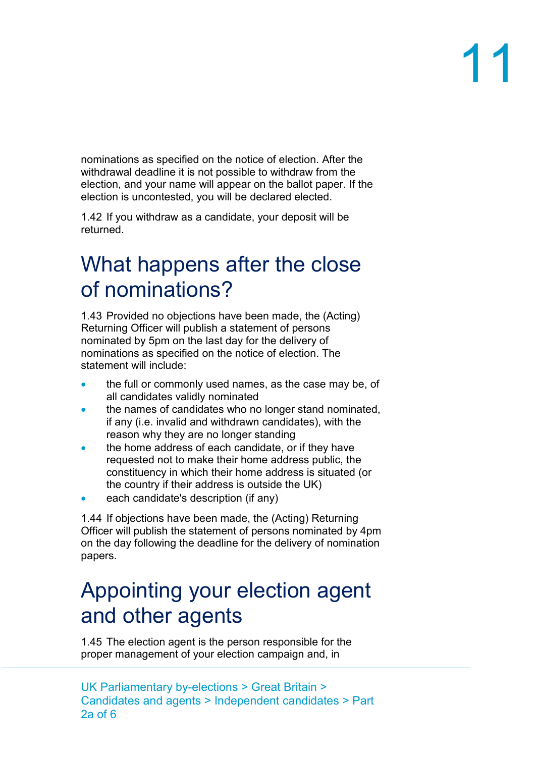nominations as specified on the notice of election. After the withdrawal deadline it is not possible to withdraw from the election, and your name will appear on the ballot paper. If the election is uncontested, you will be declared elected.

1.42 If you withdraw as a candidate, your deposit will be returned.

# What happens after the close of nominations?

1.43 Provided no objections have been made, the (Acting) Returning Officer will publish a statement of persons nominated by 5pm on the last day for the delivery of nominations as specified on the notice of election. The statement will include:

- the full or commonly used names, as the case may be, of all candidates validly nominated
- the names of candidates who no longer stand nominated, if any (i.e. invalid and withdrawn candidates), with the reason why they are no longer standing
- the home address of each candidate, or if they have requested not to make their home address public, the constituency in which their home address is situated (or the country if their address is outside the UK)
- each candidate's description (if any)

1.44 If objections have been made, the (Acting) Returning Officer will publish the statement of persons nominated by 4pm on the day following the deadline for the delivery of nomination papers.

# Appointing your election agent and other agents

1.45 The election agent is the person responsible for the proper management of your election campaign and, in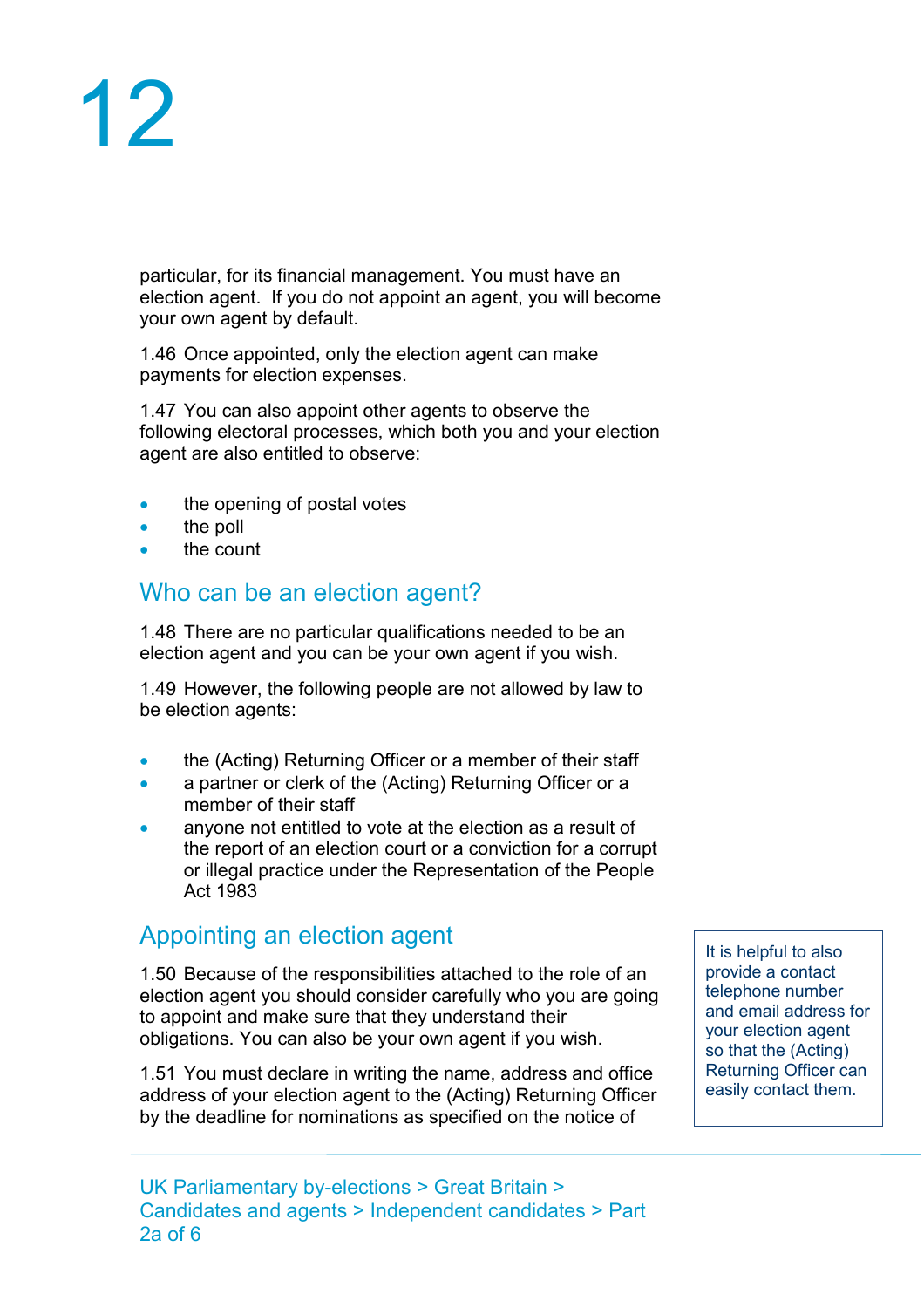particular, for its financial management. You must have an election agent. If you do not appoint an agent, you will become your own agent by default.

1.46 Once appointed, only the election agent can make payments for election expenses.

1.47 You can also appoint other agents to observe the following electoral processes, which both you and your election agent are also entitled to observe:

- the opening of postal votes
- the poll
- the count

## Who can be an election agent?

1.48 There are no particular qualifications needed to be an election agent and you can be your own agent if you wish.

1.49 However, the following people are not allowed by law to be election agents:

- the (Acting) Returning Officer or a member of their staff
- a partner or clerk of the (Acting) Returning Officer or a member of their staff
- anyone not entitled to vote at the election as a result of the report of an election court or a conviction for a corrupt or illegal practice under the Representation of the People Act 1983

## Appointing an election agent

1.50 Because of the responsibilities attached to the role of an election agent you should consider carefully who you are going to appoint and make sure that they understand their obligations. You can also be your own agent if you wish.

1.51 You must declare in writing the name, address and office address of your election agent to the (Acting) Returning Officer by the deadline for nominations as specified on the notice of

> It is helpful to also provide a contact telephone number and email address for your election agent so that the (Acting) Returning Officer can easily contact them.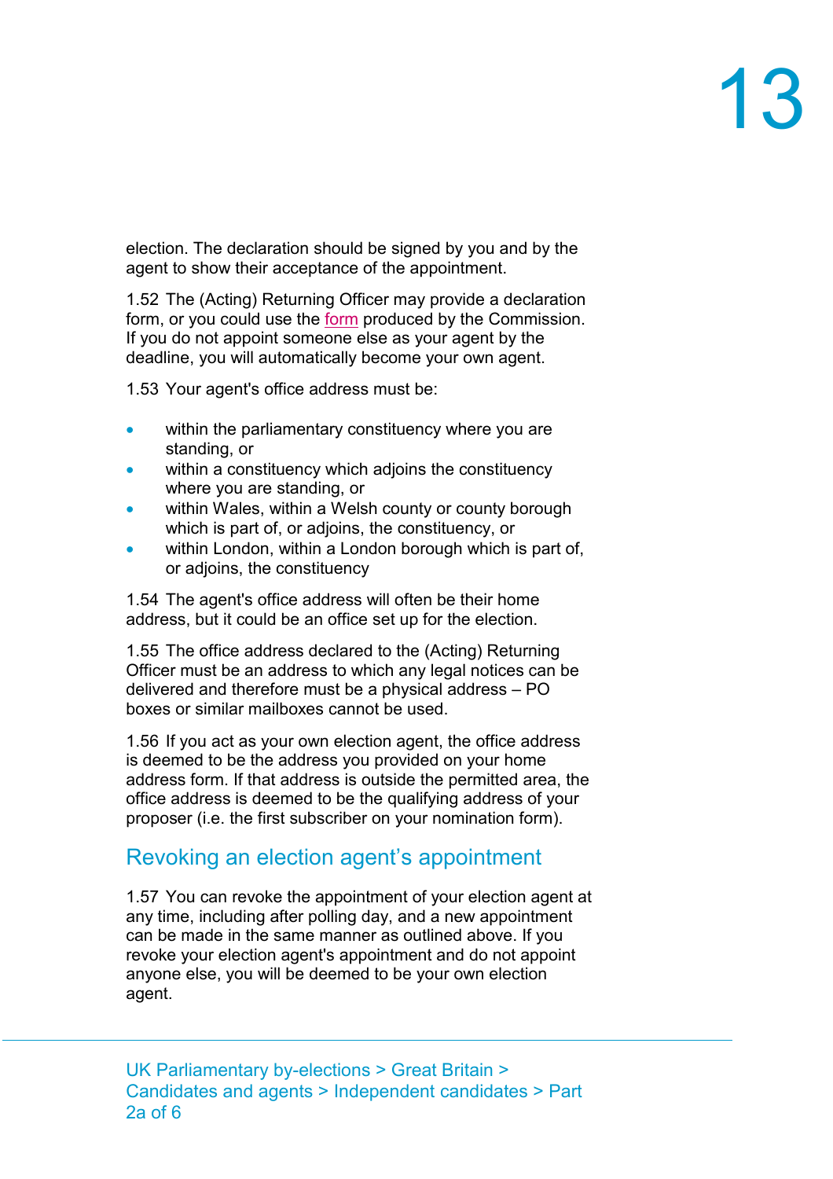election. The declaration should be signed by you and by the agent to show their acceptance of the appointment.

1.52 The (Acting) Returning Officer may provide a declaration form, or you could use the form produced by the Commission. If you do not appoint someone else as your agent by the deadline, you will automatically become your own agent.

1.53 Your agent's office address must be:

- within the parliamentary constituency where you are standing, or
- within a constituency which adjoins the constituency where you are standing, or
- within Wales, within a Welsh county or county borough which is part of, or adjoins, the constituency, or
- within London, within a London borough which is part of, or adjoins, the constituency

1.54 The agent's office address will often be their home address, but it could be an office set up for the election.

1.55 The office address declared to the (Acting) Returning Officer must be an address to which any legal notices can be delivered and therefore must be a physical address – PO boxes or similar mailboxes cannot be used.

1.56 If you act as your own election agent, the office address is deemed to be the address you provided on your home address form. If that address is outside the permitted area, the office address is deemed to be the qualifying address of your proposer (i.e. the first subscriber on your nomination form).

## Revoking an election agent's appointment

1.57 You can revoke the appointment of your election agent at any time, including after polling day, and a new appointment can be made in the same manner as outlined above. If you revoke your election agent's appointment and do not appoint anyone else, you will be deemed to be your own election agent.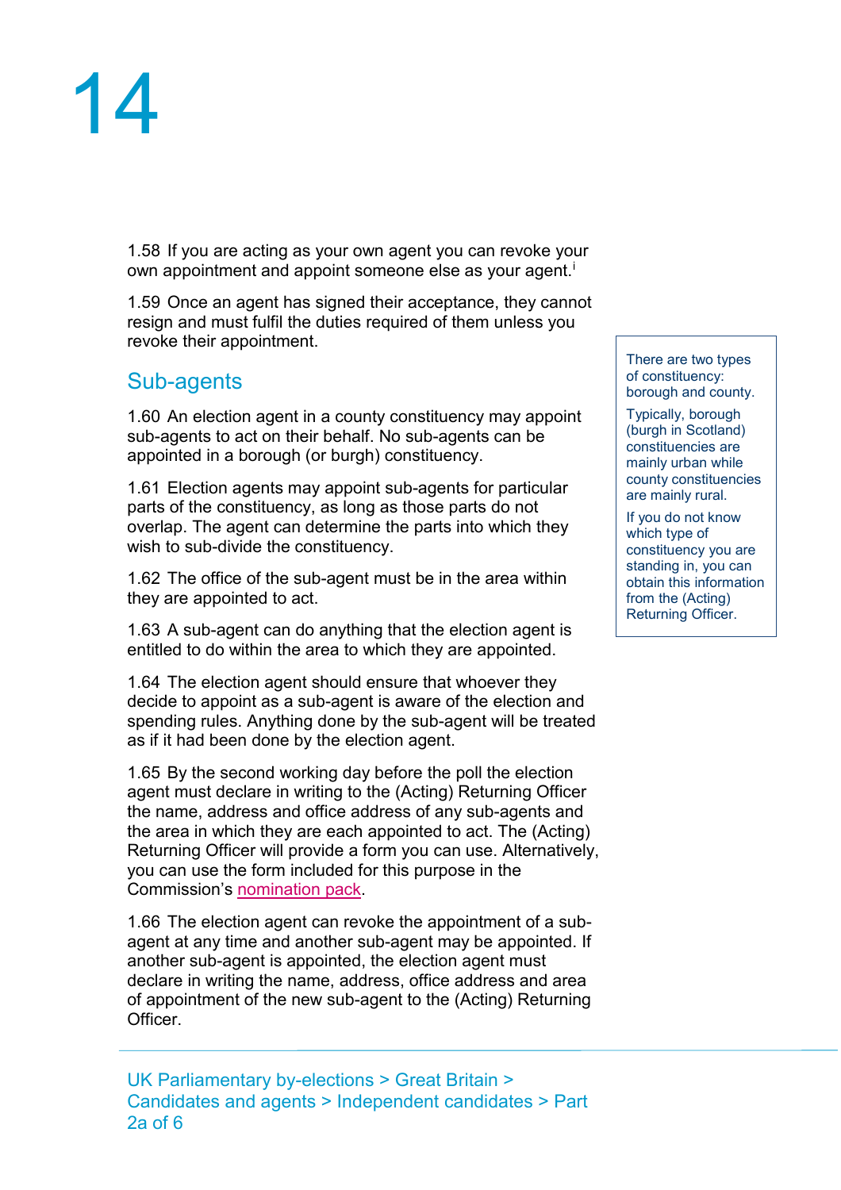1.58 If you are acting as your own agent you can revoke your own appointment and appoint someone else as your agent.[i]

1.59 Once an agent has signed their acceptance, they cannot resign and must fulfil the duties required of them unless you revoke their appointment.

## Sub-agents

1.60 An election agent in a county constituency may appoint sub-agents to act on their behalf. No sub-agents can be appointed in a borough (or burgh) constituency.

> There are two types of constituency: borough and county.
>
> Typically, borough (burgh in Scotland) constituencies are mainly urban while county constituencies are mainly rural.
>
> If you do not know which type of constituency you are standing in, you can obtain this information from the (Acting) Returning Officer.

1.61 Election agents may appoint sub-agents for particular parts of the constituency, as long as those parts do not overlap. The agent can determine the parts into which they wish to sub-divide the constituency.

1.62 The office of the sub-agent must be in the area within they are appointed to act.

1.63 A sub-agent can do anything that the election agent is entitled to do within the area to which they are appointed.

1.64 The election agent should ensure that whoever they decide to appoint as a sub-agent is aware of the election and spending rules. Anything done by the sub-agent will be treated as if it had been done by the election agent.

1.65 By the second working day before the poll the election agent must declare in writing to the (Acting) Returning Officer the name, address and office address of any sub-agents and the area in which they are each appointed to act. The (Acting) Returning Officer will provide a form you can use. Alternatively, you can use the form included for this purpose in the Commission's nomination pack.

1.66 The election agent can revoke the appointment of a sub-agent at any time and another sub-agent may be appointed. If another sub-agent is appointed, the election agent must declare in writing the name, address, office address and area of appointment of the new sub-agent to the (Acting) Returning Officer.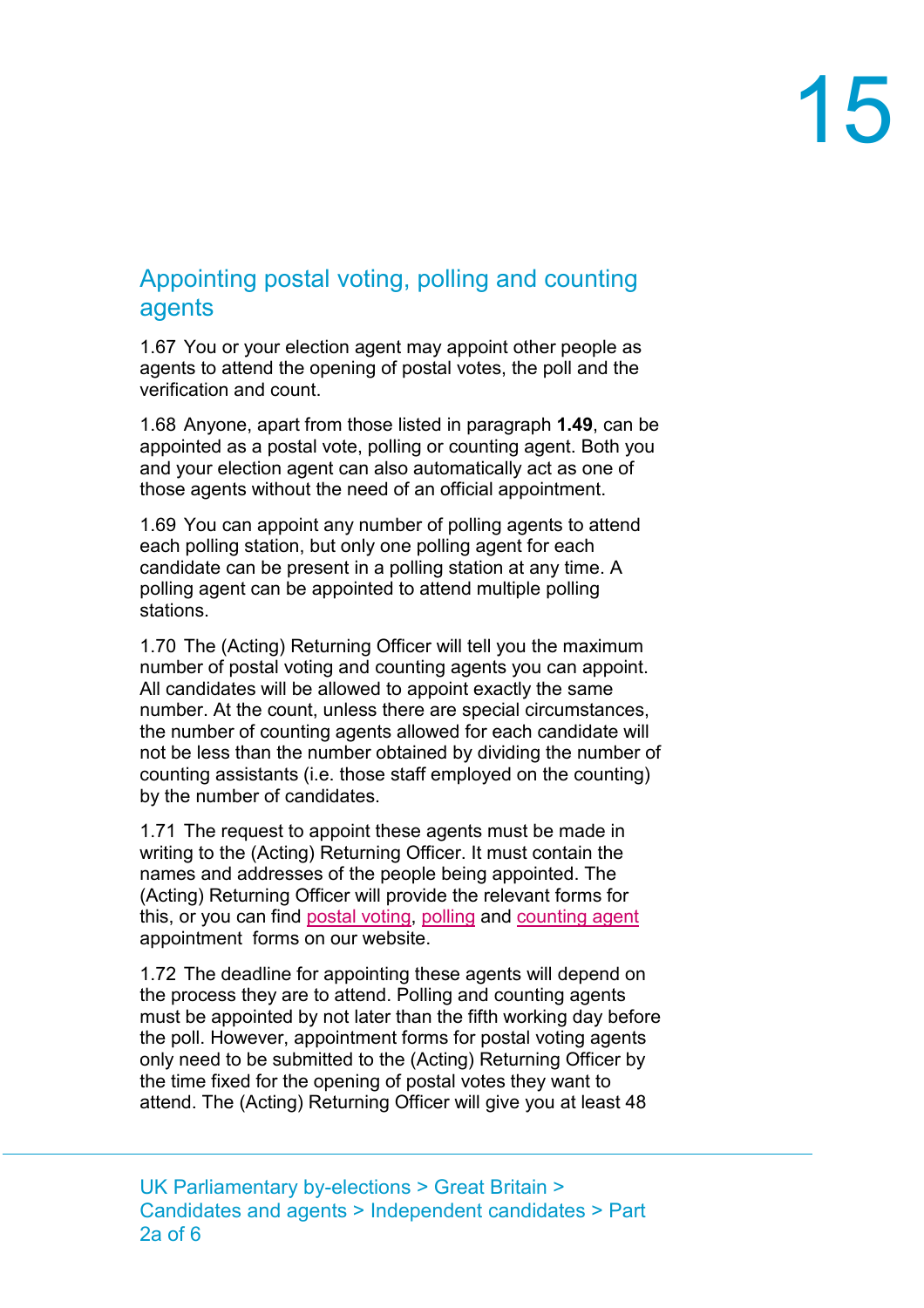## Appointing postal voting, polling and counting agents

1.67 You or your election agent may appoint other people as agents to attend the opening of postal votes, the poll and the verification and count.

1.68 Anyone, apart from those listed in paragraph **1.49**, can be appointed as a postal vote, polling or counting agent. Both you and your election agent can also automatically act as one of those agents without the need of an official appointment.

1.69 You can appoint any number of polling agents to attend each polling station, but only one polling agent for each candidate can be present in a polling station at any time. A polling agent can be appointed to attend multiple polling stations.

1.70 The (Acting) Returning Officer will tell you the maximum number of postal voting and counting agents you can appoint. All candidates will be allowed to appoint exactly the same number. At the count, unless there are special circumstances, the number of counting agents allowed for each candidate will not be less than the number obtained by dividing the number of counting assistants (i.e. those staff employed on the counting) by the number of candidates.

1.71 The request to appoint these agents must be made in writing to the (Acting) Returning Officer. It must contain the names and addresses of the people being appointed. The (Acting) Returning Officer will provide the relevant forms for this, or you can find postal voting, polling and counting agent appointment forms on our website.

1.72 The deadline for appointing these agents will depend on the process they are to attend. Polling and counting agents must be appointed by not later than the fifth working day before the poll. However, appointment forms for postal voting agents only need to be submitted to the (Acting) Returning Officer by the time fixed for the opening of postal votes they want to attend. The (Acting) Returning Officer will give you at least 48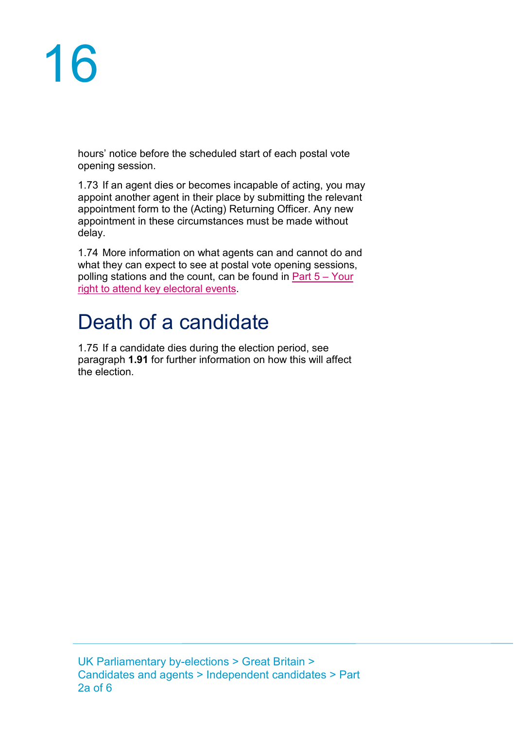hours' notice before the scheduled start of each postal vote opening session.

1.73 If an agent dies or becomes incapable of acting, you may appoint another agent in their place by submitting the relevant appointment form to the (Acting) Returning Officer. Any new appointment in these circumstances must be made without delay.

1.74 More information on what agents can and cannot do and what they can expect to see at postal vote opening sessions, polling stations and the count, can be found in Part 5 – Your right to attend key electoral events.

## Death of a candidate

1.75 If a candidate dies during the election period, see paragraph **1.91** for further information on how this will affect the election.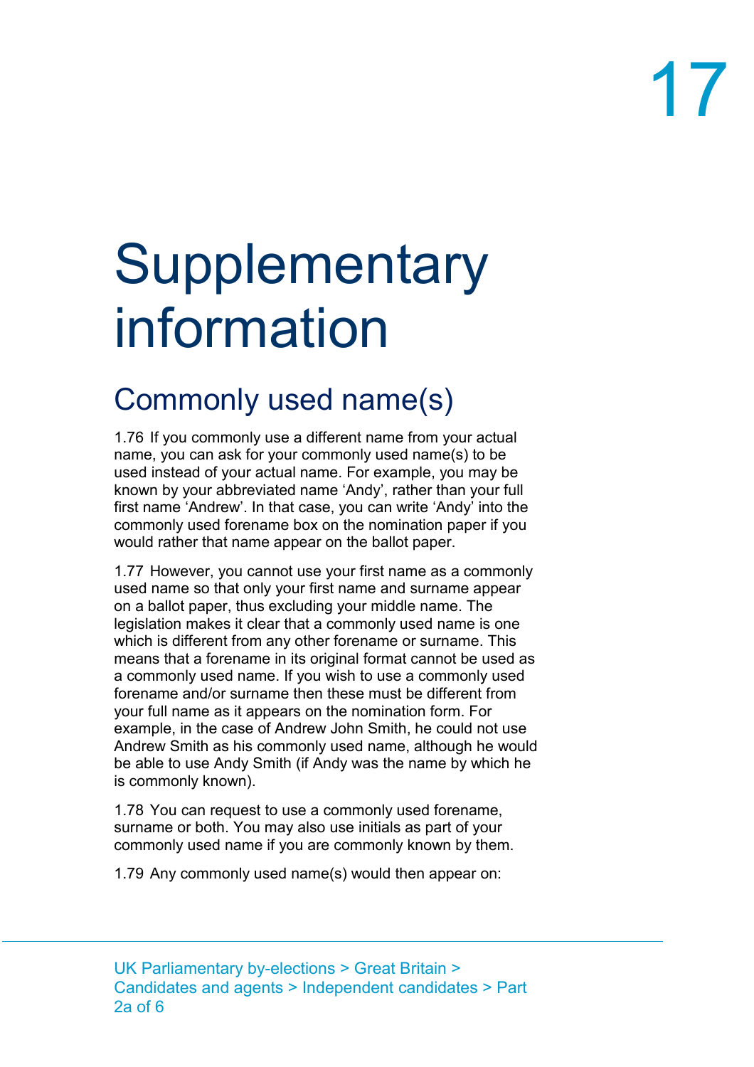# Supplementary information

## Commonly used name(s)

1.76 If you commonly use a different name from your actual name, you can ask for your commonly used name(s) to be used instead of your actual name. For example, you may be known by your abbreviated name 'Andy', rather than your full first name 'Andrew'. In that case, you can write 'Andy' into the commonly used forename box on the nomination paper if you would rather that name appear on the ballot paper.

1.77 However, you cannot use your first name as a commonly used name so that only your first name and surname appear on a ballot paper, thus excluding your middle name. The legislation makes it clear that a commonly used name is one which is different from any other forename or surname. This means that a forename in its original format cannot be used as a commonly used name. If you wish to use a commonly used forename and/or surname then these must be different from your full name as it appears on the nomination form. For example, in the case of Andrew John Smith, he could not use Andrew Smith as his commonly used name, although he would be able to use Andy Smith (if Andy was the name by which he is commonly known).

1.78 You can request to use a commonly used forename, surname or both. You may also use initials as part of your commonly used name if you are commonly known by them.

1.79 Any commonly used name(s) would then appear on: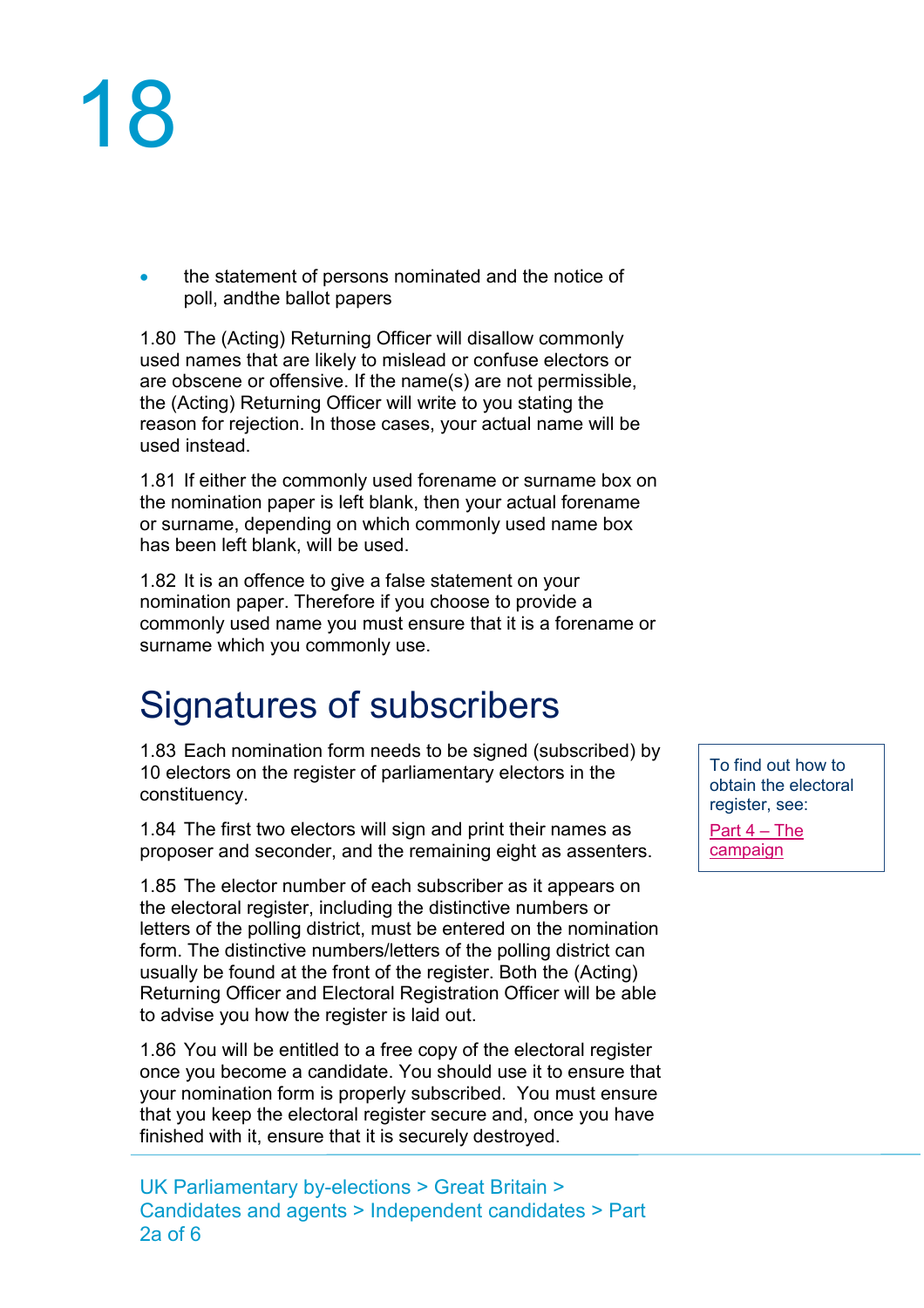- the statement of persons nominated and the notice of poll, andthe ballot papers

1.80 The (Acting) Returning Officer will disallow commonly used names that are likely to mislead or confuse electors or are obscene or offensive. If the name(s) are not permissible, the (Acting) Returning Officer will write to you stating the reason for rejection. In those cases, your actual name will be used instead.

1.81 If either the commonly used forename or surname box on the nomination paper is left blank, then your actual forename or surname, depending on which commonly used name box has been left blank, will be used.

1.82 It is an offence to give a false statement on your nomination paper. Therefore if you choose to provide a commonly used name you must ensure that it is a forename or surname which you commonly use.

## Signatures of subscribers

1.83 Each nomination form needs to be signed (subscribed) by 10 electors on the register of parliamentary electors in the constituency.

> To find out how to obtain the electoral register, see:
> Part 4 – The campaign

1.84 The first two electors will sign and print their names as proposer and seconder, and the remaining eight as assenters.

1.85 The elector number of each subscriber as it appears on the electoral register, including the distinctive numbers or letters of the polling district, must be entered on the nomination form. The distinctive numbers/letters of the polling district can usually be found at the front of the register. Both the (Acting) Returning Officer and Electoral Registration Officer will be able to advise you how the register is laid out.

1.86 You will be entitled to a free copy of the electoral register once you become a candidate. You should use it to ensure that your nomination form is properly subscribed. You must ensure that you keep the electoral register secure and, once you have finished with it, ensure that it is securely destroyed.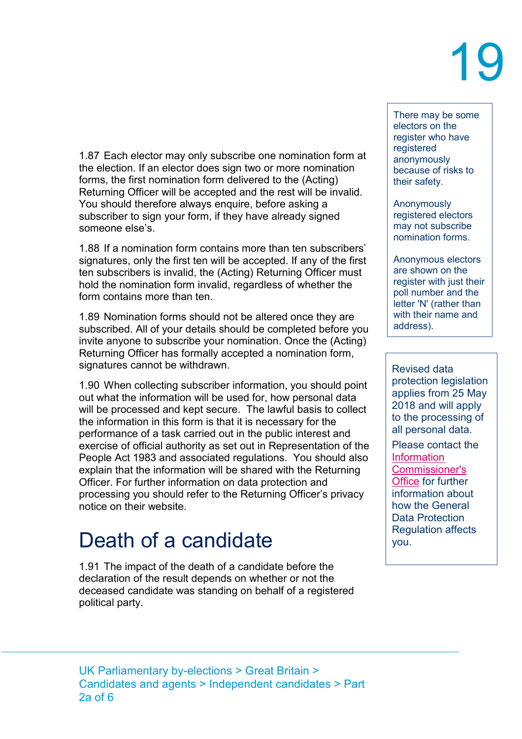1.87 Each elector may only subscribe one nomination form at the election. If an elector does sign two or more nomination forms, the first nomination form delivered to the (Acting) Returning Officer will be accepted and the rest will be invalid. You should therefore always enquire, before asking a subscriber to sign your form, if they have already signed someone else's.

1.88 If a nomination form contains more than ten subscribers' signatures, only the first ten will be accepted. If any of the first ten subscribers is invalid, the (Acting) Returning Officer must hold the nomination form invalid, regardless of whether the form contains more than ten.

1.89 Nomination forms should not be altered once they are subscribed. All of your details should be completed before you invite anyone to subscribe your nomination. Once the (Acting) Returning Officer has formally accepted a nomination form, signatures cannot be withdrawn.

1.90 When collecting subscriber information, you should point out what the information will be used for, how personal data will be processed and kept secure. The lawful basis to collect the information in this form is that it is necessary for the performance of a task carried out in the public interest and exercise of official authority as set out in Representation of the People Act 1983 and associated regulations. You should also explain that the information will be shared with the Returning Officer. For further information on data protection and processing you should refer to the Returning Officer's privacy notice on their website.

> There may be some electors on the register who have registered anonymously because of risks to their safety.
>
> Anonymously registered electors may not subscribe nomination forms.
>
> Anonymous electors are shown on the register with just their poll number and the letter 'N' (rather than with their name and address).

> Revised data protection legislation applies from 25 May 2018 and will apply to the processing of all personal data.
>
> Please contact the Information Commissioner's Office for further information about how the General Data Protection Regulation affects you.

# Death of a candidate

1.91 The impact of the death of a candidate before the declaration of the result depends on whether or not the deceased candidate was standing on behalf of a registered political party.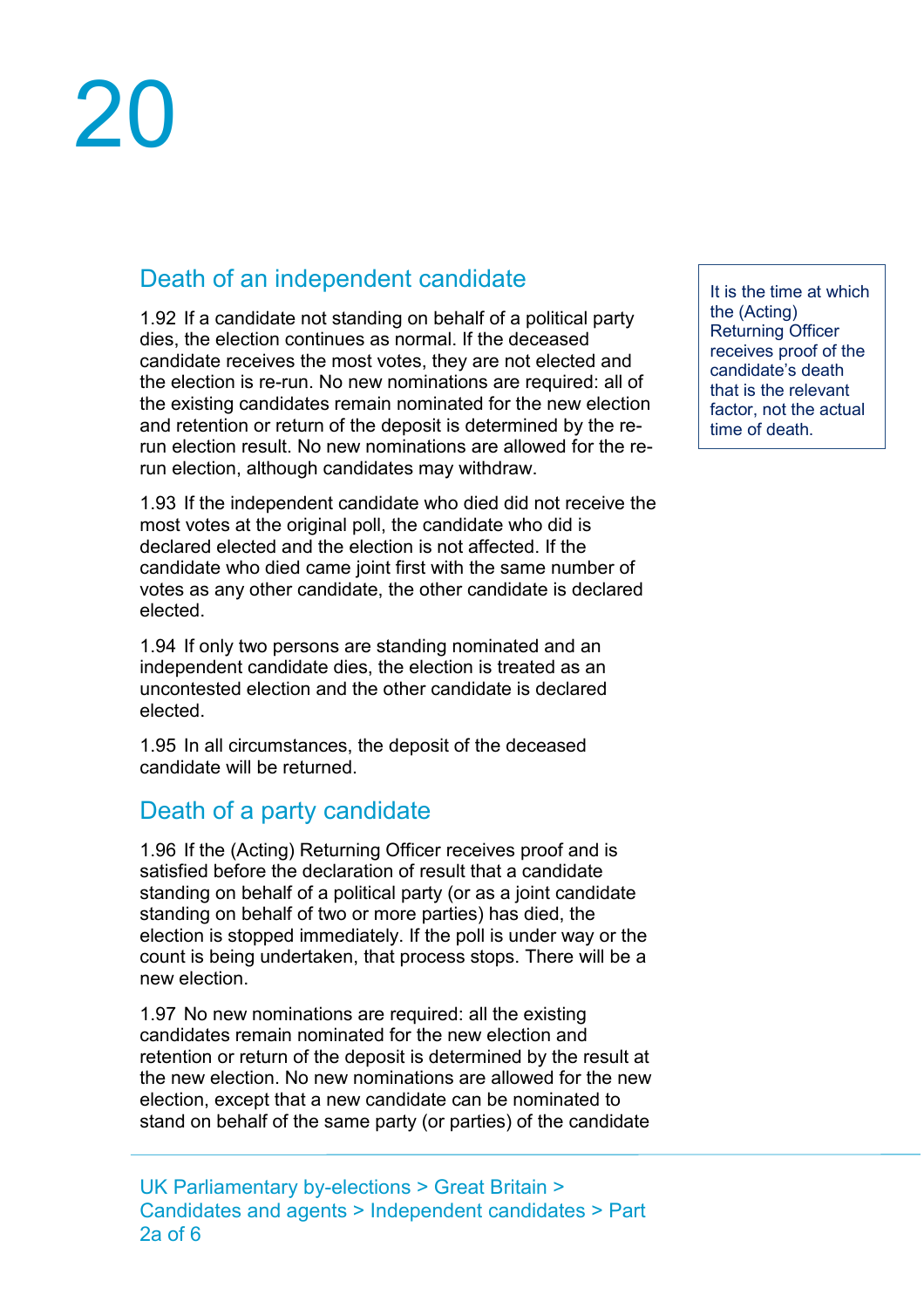## Death of an independent candidate

1.92 If a candidate not standing on behalf of a political party dies, the election continues as normal. If the deceased candidate receives the most votes, they are not elected and the election is re-run. No new nominations are required: all of the existing candidates remain nominated for the new election and retention or return of the deposit is determined by the re-run election result. No new nominations are allowed for the re-run election, although candidates may withdraw.

1.93 If the independent candidate who died did not receive the most votes at the original poll, the candidate who did is declared elected and the election is not affected. If the candidate who died came joint first with the same number of votes as any other candidate, the other candidate is declared elected.

1.94 If only two persons are standing nominated and an independent candidate dies, the election is treated as an uncontested election and the other candidate is declared elected.

1.95 In all circumstances, the deposit of the deceased candidate will be returned.

> It is the time at which the (Acting) Returning Officer receives proof of the candidate's death that is the relevant factor, not the actual time of death.

## Death of a party candidate

1.96 If the (Acting) Returning Officer receives proof and is satisfied before the declaration of result that a candidate standing on behalf of a political party (or as a joint candidate standing on behalf of two or more parties) has died, the election is stopped immediately. If the poll is under way or the count is being undertaken, that process stops. There will be a new election.

1.97 No new nominations are required: all the existing candidates remain nominated for the new election and retention or return of the deposit is determined by the result at the new election. No new nominations are allowed for the new election, except that a new candidate can be nominated to stand on behalf of the same party (or parties) of the candidate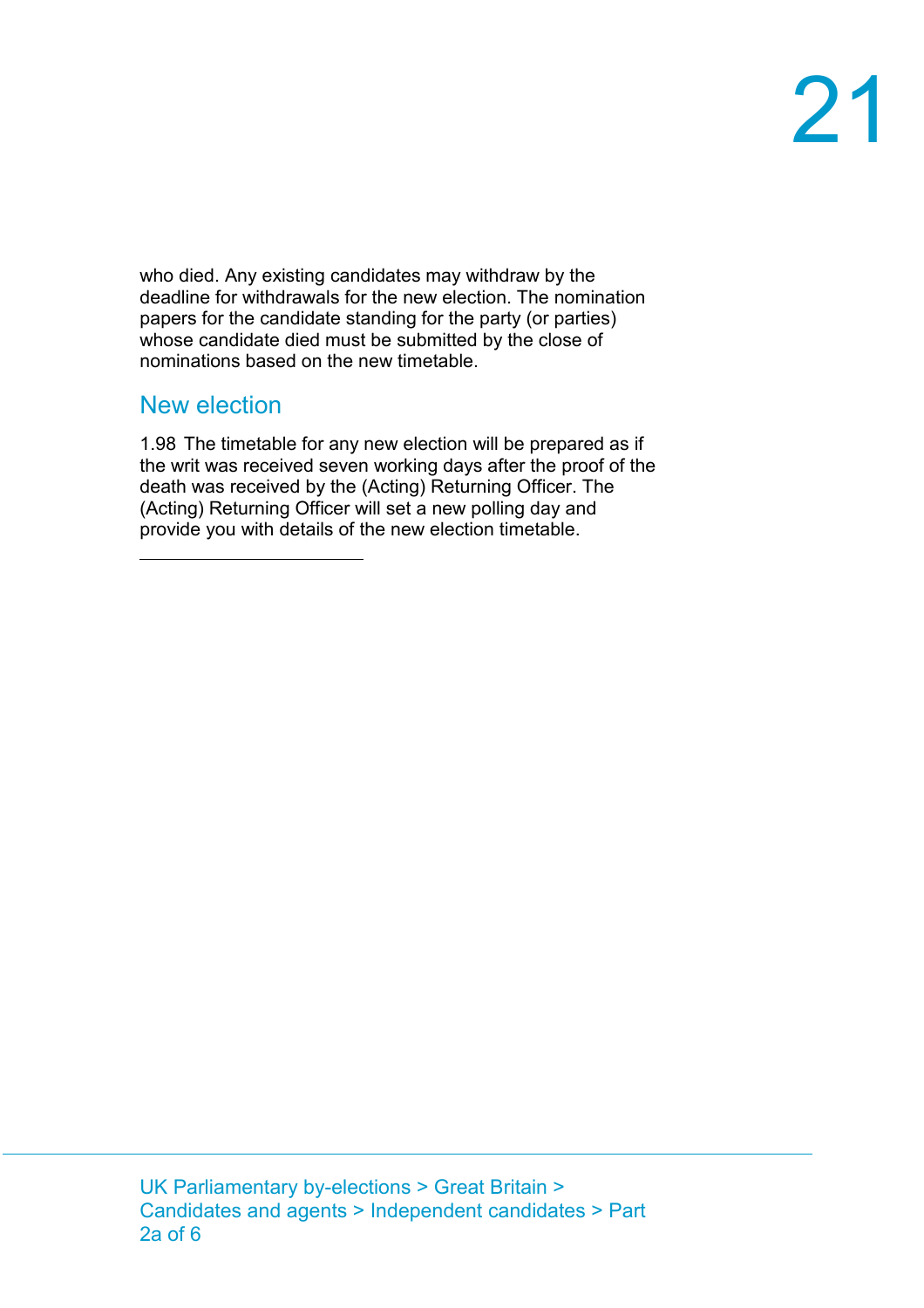who died. Any existing candidates may withdraw by the deadline for withdrawals for the new election. The nomination papers for the candidate standing for the party (or parties) whose candidate died must be submitted by the close of nominations based on the new timetable.

## New election

1.98 The timetable for any new election will be prepared as if the writ was received seven working days after the proof of the death was received by the (Acting) Returning Officer. The (Acting) Returning Officer will set a new polling day and provide you with details of the new election timetable.